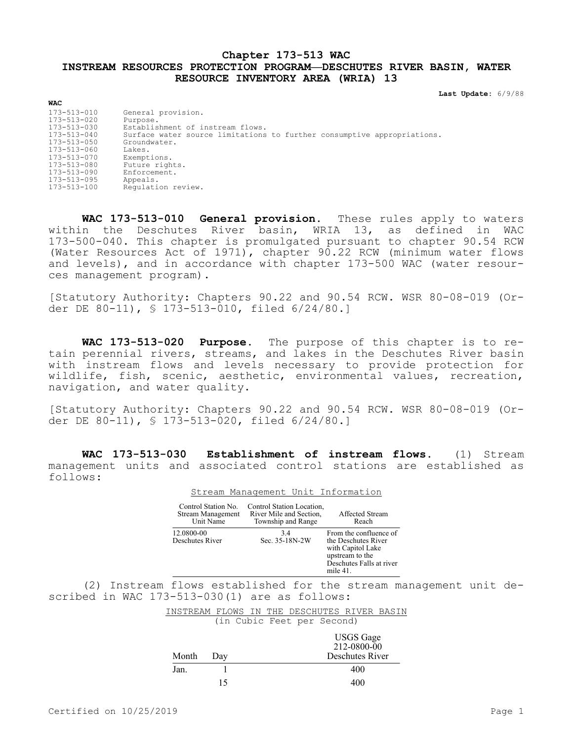# Chapter 173-513 WAC

# INSTREAM RESOURCES PROTECTION PROGRAM—DESCHUTES RIVER BASIN, WATER RESOURCE INVENTORY AREA (WRIA) 13

**Last Update:** 6/9/88

**WAC**

| | |
|---|---|
| 173-513-010 | General provision. |
| 173-513-020 | Purpose. |
| 173-513-030 | Establishment of instream flows. |
| 173-513-040 | Surface water source limitations to further consumptive appropriations. |
| 173-513-050 | Groundwater. |
| 173-513-060 | Lakes. |
| 173-513-070 | Exemptions. |
| 173-513-080 | Future rights. |
| 173-513-090 | Enforcement. |
| 173-513-095 | Appeals. |
| 173-513-100 | Regulation review. |

**WAC 173-513-010 General provision.** These rules apply to waters within the Deschutes River basin, WRIA 13, as defined in WAC 173-500-040. This chapter is promulgated pursuant to chapter 90.54 RCW (Water Resources Act of 1971), chapter 90.22 RCW (minimum water flows and levels), and in accordance with chapter 173-500 WAC (water resources management program).

[Statutory Authority: Chapters 90.22 and 90.54 RCW. WSR 80-08-019 (Order DE 80-11), § 173-513-010, filed 6/24/80.]

**WAC 173-513-020 Purpose.** The purpose of this chapter is to retain perennial rivers, streams, and lakes in the Deschutes River basin with instream flows and levels necessary to provide protection for wildlife, fish, scenic, aesthetic, environmental values, recreation, navigation, and water quality.

[Statutory Authority: Chapters 90.22 and 90.54 RCW. WSR 80-08-019 (Order DE 80-11), § 173-513-020, filed 6/24/80.]

**WAC 173-513-030 Establishment of instream flows.** (1) Stream management units and associated control stations are established as follows:

Stream Management Unit Information

| Control Station No. Stream Management Unit Name | Control Station Location, River Mile and Section, Township and Range | Affected Stream Reach |
|---|---|---|
| 12.0800-00 Deschutes River | 3.4 Sec. 35-18N-2W | From the confluence of the Deschutes River with Capitol Lake upstream to the Deschutes Falls at river mile 41. |

(2) Instream flows established for the stream management unit described in WAC 173-513-030(1) are as follows:

INSTREAM FLOWS IN THE DESCHUTES RIVER BASIN
(in Cubic Feet per Second)

| Month | Day | USGS Gage 212-0800-00 Deschutes River |
|---|---|---|
| Jan. | 1 | 400 |
| | 15 | 400 |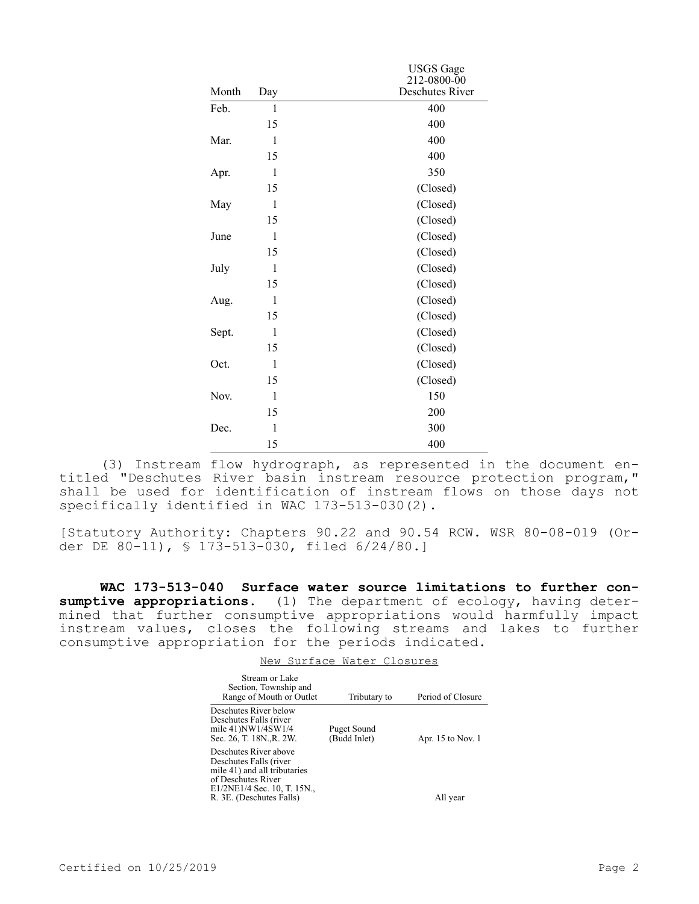| Month | Day | USGS Gage 212-0800-00 Deschutes River |
|---|---|---|
| Feb. | 1 | 400 |
| | 15 | 400 |
| Mar. | 1 | 400 |
| | 15 | 400 |
| Apr. | 1 | 350 |
| | 15 | (Closed) |
| May | 1 | (Closed) |
| | 15 | (Closed) |
| June | 1 | (Closed) |
| | 15 | (Closed) |
| July | 1 | (Closed) |
| | 15 | (Closed) |
| Aug. | 1 | (Closed) |
| | 15 | (Closed) |
| Sept. | 1 | (Closed) |
| | 15 | (Closed) |
| Oct. | 1 | (Closed) |
| | 15 | (Closed) |
| Nov. | 1 | 150 |
| | 15 | 200 |
| Dec. | 1 | 300 |
| | 15 | 400 |

(3) Instream flow hydrograph, as represented in the document entitled "Deschutes River basin instream resource protection program," shall be used for identification of instream flows on those days not specifically identified in WAC 173-513-030(2).

[Statutory Authority: Chapters 90.22 and 90.54 RCW. WSR 80-08-019 (Order DE 80-11), § 173-513-030, filed 6/24/80.]

**WAC 173-513-040 Surface water source limitations to further consumptive appropriations.** (1) The department of ecology, having determined that further consumptive appropriations would harmfully impact instream values, closes the following streams and lakes to further consumptive appropriation for the periods indicated.

New Surface Water Closures

| Stream or Lake Section, Township and Range of Mouth or Outlet | Tributary to | Period of Closure |
|---|---|---|
| Deschutes River below Deschutes Falls (river mile 41)NW1/4SW1/4 Sec. 26, T. 18N.,R. 2W. | Puget Sound (Budd Inlet) | Apr. 15 to Nov. 1 |
| Deschutes River above Deschutes Falls (river mile 41) and all tributaries of Deschutes River E1/2NE1/4 Sec. 10, T. 15N., R. 3E. (Deschutes Falls) | | All year |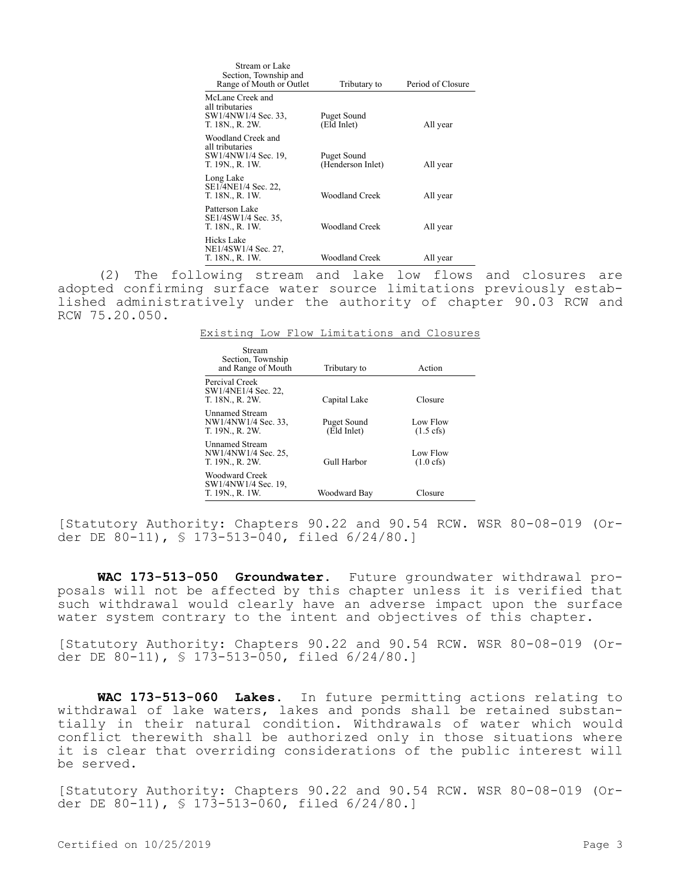| Stream or Lake Section, Township and Range of Mouth or Outlet | Tributary to | Period of Closure |
|---|---|---|
| McLane Creek and all tributaries SW1/4NW1/4 Sec. 33, T. 18N., R. 2W. | Puget Sound (Eld Inlet) | All year |
| Woodland Creek and all tributaries SW1/4NW1/4 Sec. 19, T. 19N., R. 1W. | Puget Sound (Henderson Inlet) | All year |
| Long Lake SE1/4NE1/4 Sec. 22, T. 18N., R. 1W. | Woodland Creek | All year |
| Patterson Lake SE1/4SW1/4 Sec. 35, T. 18N., R. 1W. | Woodland Creek | All year |
| Hicks Lake NE1/4SW1/4 Sec. 27, T. 18N., R. 1W. | Woodland Creek | All year |

(2) The following stream and lake low flows and closures are adopted confirming surface water source limitations previously established administratively under the authority of chapter 90.03 RCW and RCW 75.20.050.

Existing Low Flow Limitations and Closures

| Stream Section, Township and Range of Mouth | Tributary to | Action |
|---|---|---|
| Percival Creek SW1/4NE1/4 Sec. 22, T. 18N., R. 2W. | Capital Lake | Closure |
| Unnamed Stream NW1/4NW1/4 Sec. 33, T. 19N., R. 2W. | Puget Sound (Eld Inlet) | Low Flow (1.5 cfs) |
| Unnamed Stream NW1/4NW1/4 Sec. 25, T. 19N., R. 2W. | Gull Harbor | Low Flow (1.0 cfs) |
| Woodward Creek SW1/4NW1/4 Sec. 19, T. 19N., R. 1W. | Woodward Bay | Closure |

[Statutory Authority: Chapters 90.22 and 90.54 RCW. WSR 80-08-019 (Order DE 80-11), § 173-513-040, filed 6/24/80.]

**WAC 173-513-050 Groundwater.** Future groundwater withdrawal proposals will not be affected by this chapter unless it is verified that such withdrawal would clearly have an adverse impact upon the surface water system contrary to the intent and objectives of this chapter.

[Statutory Authority: Chapters 90.22 and 90.54 RCW. WSR 80-08-019 (Order DE 80-11), § 173-513-050, filed 6/24/80.]

**WAC 173-513-060 Lakes.** In future permitting actions relating to withdrawal of lake waters, lakes and ponds shall be retained substantially in their natural condition. Withdrawals of water which would conflict therewith shall be authorized only in those situations where it is clear that overriding considerations of the public interest will be served.

[Statutory Authority: Chapters 90.22 and 90.54 RCW. WSR 80-08-019 (Order DE 80-11), § 173-513-060, filed 6/24/80.]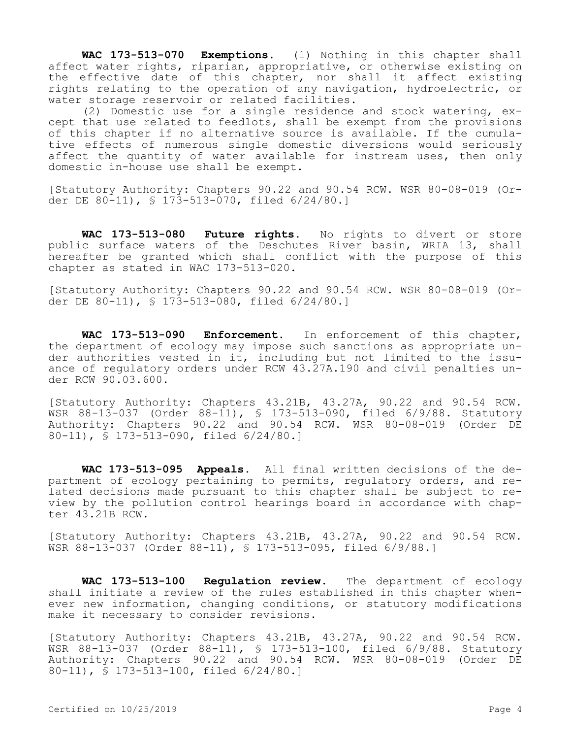**WAC 173-513-070 Exemptions.** (1) Nothing in this chapter shall affect water rights, riparian, appropriative, or otherwise existing on the effective date of this chapter, nor shall it affect existing rights relating to the operation of any navigation, hydroelectric, or water storage reservoir or related facilities.

(2) Domestic use for a single residence and stock watering, except that use related to feedlots, shall be exempt from the provisions of this chapter if no alternative source is available. If the cumulative effects of numerous single domestic diversions would seriously affect the quantity of water available for instream uses, then only domestic in-house use shall be exempt.

[Statutory Authority: Chapters 90.22 and 90.54 RCW. WSR 80-08-019 (Order DE 80-11), § 173-513-070, filed 6/24/80.]

**WAC 173-513-080 Future rights.** No rights to divert or store public surface waters of the Deschutes River basin, WRIA 13, shall hereafter be granted which shall conflict with the purpose of this chapter as stated in WAC 173-513-020.

[Statutory Authority: Chapters 90.22 and 90.54 RCW. WSR 80-08-019 (Order DE 80-11), § 173-513-080, filed 6/24/80.]

**WAC 173-513-090 Enforcement.** In enforcement of this chapter, the department of ecology may impose such sanctions as appropriate under authorities vested in it, including but not limited to the issuance of regulatory orders under RCW 43.27A.190 and civil penalties under RCW 90.03.600.

[Statutory Authority: Chapters 43.21B, 43.27A, 90.22 and 90.54 RCW. WSR 88-13-037 (Order 88-11), § 173-513-090, filed 6/9/88. Statutory Authority: Chapters 90.22 and 90.54 RCW. WSR 80-08-019 (Order DE 80-11), § 173-513-090, filed 6/24/80.]

**WAC 173-513-095 Appeals.** All final written decisions of the department of ecology pertaining to permits, regulatory orders, and related decisions made pursuant to this chapter shall be subject to review by the pollution control hearings board in accordance with chapter 43.21B RCW.

[Statutory Authority: Chapters 43.21B, 43.27A, 90.22 and 90.54 RCW. WSR 88-13-037 (Order 88-11), § 173-513-095, filed 6/9/88.]

**WAC 173-513-100 Regulation review.** The department of ecology shall initiate a review of the rules established in this chapter whenever new information, changing conditions, or statutory modifications make it necessary to consider revisions.

[Statutory Authority: Chapters 43.21B, 43.27A, 90.22 and 90.54 RCW. WSR 88-13-037 (Order 88-11), § 173-513-100, filed 6/9/88. Statutory Authority: Chapters 90.22 and 90.54 RCW. WSR 80-08-019 (Order DE 80-11), § 173-513-100, filed 6/24/80.]